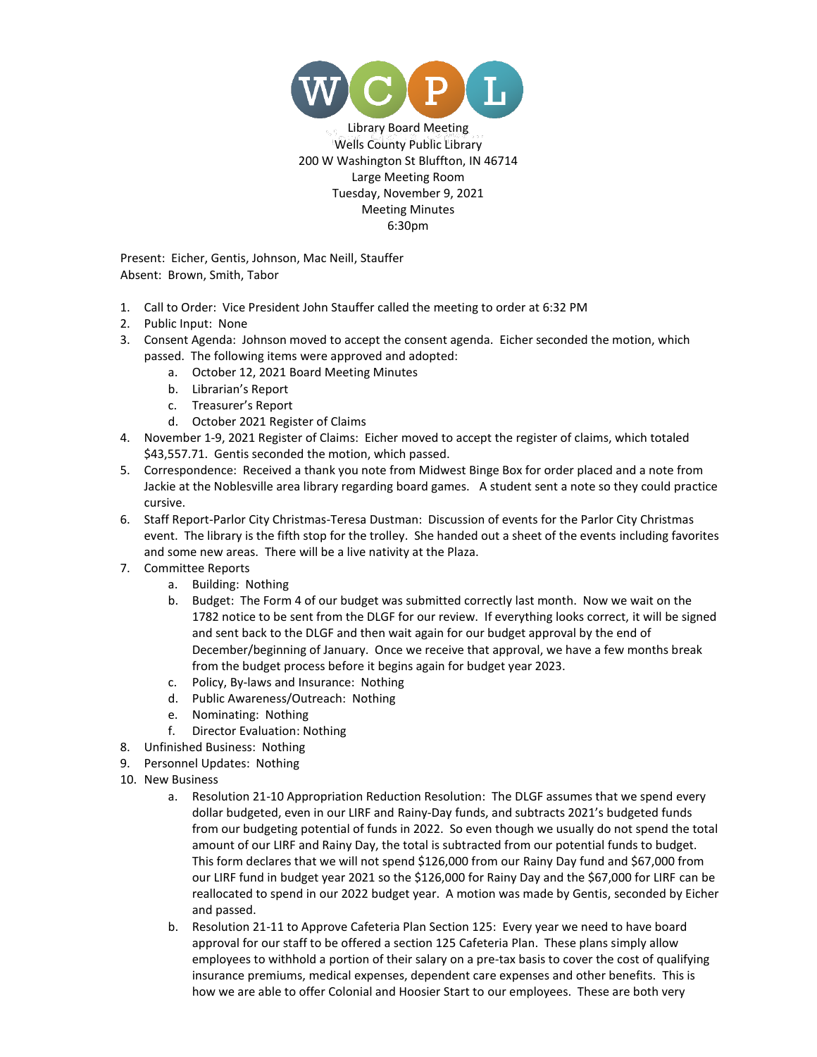WCPL

Library Board Meeting
Wells County Public Library
200 W Washington St Bluffton, IN 46714
Large Meeting Room
Tuesday, November 9, 2021
Meeting Minutes
6:30pm

Present: Eicher, Gentis, Johnson, Mac Neill, Stauffer
Absent: Brown, Smith, Tabor

1. Call to Order: Vice President John Stauffer called the meeting to order at 6:32 PM
2. Public Input: None
3. Consent Agenda: Johnson moved to accept the consent agenda. Eicher seconded the motion, which passed. The following items were approved and adopted:
   a. October 12, 2021 Board Meeting Minutes
   b. Librarian's Report
   c. Treasurer's Report
   d. October 2021 Register of Claims
4. November 1-9, 2021 Register of Claims: Eicher moved to accept the register of claims, which totaled $43,557.71. Gentis seconded the motion, which passed.
5. Correspondence: Received a thank you note from Midwest Binge Box for order placed and a note from Jackie at the Noblesville area library regarding board games. A student sent a note so they could practice cursive.
6. Staff Report-Parlor City Christmas-Teresa Dustman: Discussion of events for the Parlor City Christmas event. The library is the fifth stop for the trolley. She handed out a sheet of the events including favorites and some new areas. There will be a live nativity at the Plaza.
7. Committee Reports
   a. Building: Nothing
   b. Budget: The Form 4 of our budget was submitted correctly last month. Now we wait on the 1782 notice to be sent from the DLGF for our review. If everything looks correct, it will be signed and sent back to the DLGF and then wait again for our budget approval by the end of December/beginning of January. Once we receive that approval, we have a few months break from the budget process before it begins again for budget year 2023.
   c. Policy, By-laws and Insurance: Nothing
   d. Public Awareness/Outreach: Nothing
   e. Nominating: Nothing
   f. Director Evaluation: Nothing
8. Unfinished Business: Nothing
9. Personnel Updates: Nothing
10. New Business
    a. Resolution 21-10 Appropriation Reduction Resolution: The DLGF assumes that we spend every dollar budgeted, even in our LIRF and Rainy-Day funds, and subtracts 2021's budgeted funds from our budgeting potential of funds in 2022. So even though we usually do not spend the total amount of our LIRF and Rainy Day, the total is subtracted from our potential funds to budget. This form declares that we will not spend $126,000 from our Rainy Day fund and $67,000 from our LIRF fund in budget year 2021 so the $126,000 for Rainy Day and the $67,000 for LIRF can be reallocated to spend in our 2022 budget year. A motion was made by Gentis, seconded by Eicher and passed.
    b. Resolution 21-11 to Approve Cafeteria Plan Section 125: Every year we need to have board approval for our staff to be offered a section 125 Cafeteria Plan. These plans simply allow employees to withhold a portion of their salary on a pre-tax basis to cover the cost of qualifying insurance premiums, medical expenses, dependent care expenses and other benefits. This is how we are able to offer Colonial and Hoosier Start to our employees. These are both very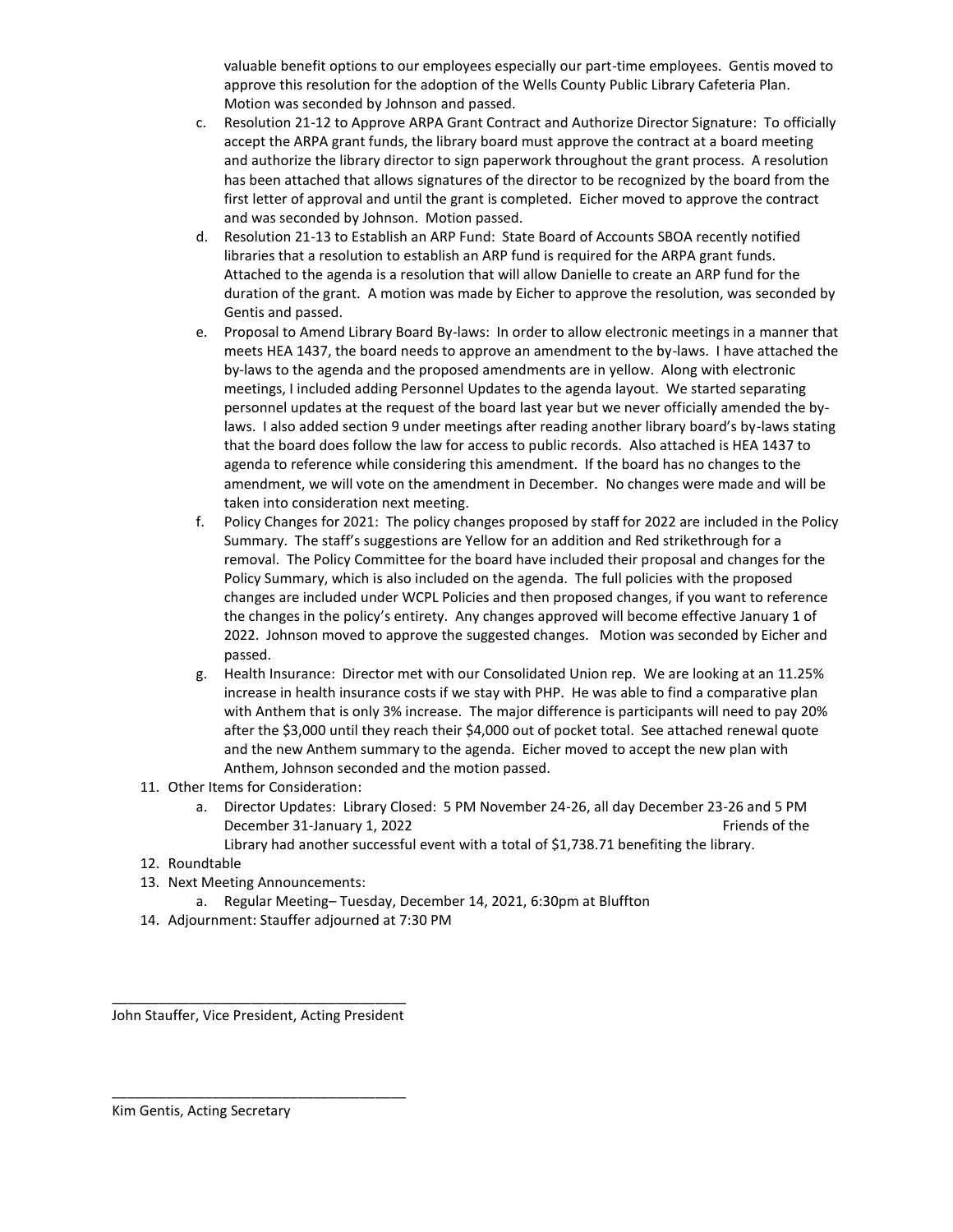valuable benefit options to our employees especially our part-time employees. Gentis moved to approve this resolution for the adoption of the Wells County Public Library Cafeteria Plan. Motion was seconded by Johnson and passed.

  c. Resolution 21-12 to Approve ARPA Grant Contract and Authorize Director Signature: To officially accept the ARPA grant funds, the library board must approve the contract at a board meeting and authorize the library director to sign paperwork throughout the grant process. A resolution has been attached that allows signatures of the director to be recognized by the board from the first letter of approval and until the grant is completed. Eicher moved to approve the contract and was seconded by Johnson. Motion passed.
  d. Resolution 21-13 to Establish an ARP Fund: State Board of Accounts SBOA recently notified libraries that a resolution to establish an ARP fund is required for the ARPA grant funds. Attached to the agenda is a resolution that will allow Danielle to create an ARP fund for the duration of the grant. A motion was made by Eicher to approve the resolution, was seconded by Gentis and passed.
  e. Proposal to Amend Library Board By-laws: In order to allow electronic meetings in a manner that meets HEA 1437, the board needs to approve an amendment to the by-laws. I have attached the by-laws to the agenda and the proposed amendments are in yellow. Along with electronic meetings, I included adding Personnel Updates to the agenda layout. We started separating personnel updates at the request of the board last year but we never officially amended the by-laws. I also added section 9 under meetings after reading another library board's by-laws stating that the board does follow the law for access to public records. Also attached is HEA 1437 to agenda to reference while considering this amendment. If the board has no changes to the amendment, we will vote on the amendment in December. No changes were made and will be taken into consideration next meeting.
  f. Policy Changes for 2021: The policy changes proposed by staff for 2022 are included in the Policy Summary. The staff's suggestions are Yellow for an addition and Red strikethrough for a removal. The Policy Committee for the board have included their proposal and changes for the Policy Summary, which is also included on the agenda. The full policies with the proposed changes are included under WCPL Policies and then proposed changes, if you want to reference the changes in the policy's entirety. Any changes approved will become effective January 1 of 2022. Johnson moved to approve the suggested changes. Motion was seconded by Eicher and passed.
  g. Health Insurance: Director met with our Consolidated Union rep. We are looking at an 11.25% increase in health insurance costs if we stay with PHP. He was able to find a comparative plan with Anthem that is only 3% increase. The major difference is participants will need to pay 20% after the $3,000 until they reach their $4,000 out of pocket total. See attached renewal quote and the new Anthem summary to the agenda. Eicher moved to accept the new plan with Anthem, Johnson seconded and the motion passed.

11. Other Items for Consideration:
    a. Director Updates: Library Closed: 5 PM November 24-26, all day December 23-26 and 5 PM December 31-January 1, 2022 Friends of the Library had another successful event with a total of $1,738.71 benefiting the library.
12. Roundtable
13. Next Meeting Announcements:
    a. Regular Meeting– Tuesday, December 14, 2021, 6:30pm at Bluffton
14. Adjournment: Stauffer adjourned at 7:30 PM

\_\_\_\_\_\_\_\_\_\_\_\_\_\_\_\_\_\_\_\_\_\_\_\_\_\_\_\_\_\_\_\_\_\_\_\_\_\_

John Stauffer, Vice President, Acting President

\_\_\_\_\_\_\_\_\_\_\_\_\_\_\_\_\_\_\_\_\_\_\_\_\_\_\_\_\_\_\_\_\_\_\_\_\_\_

Kim Gentis, Acting Secretary